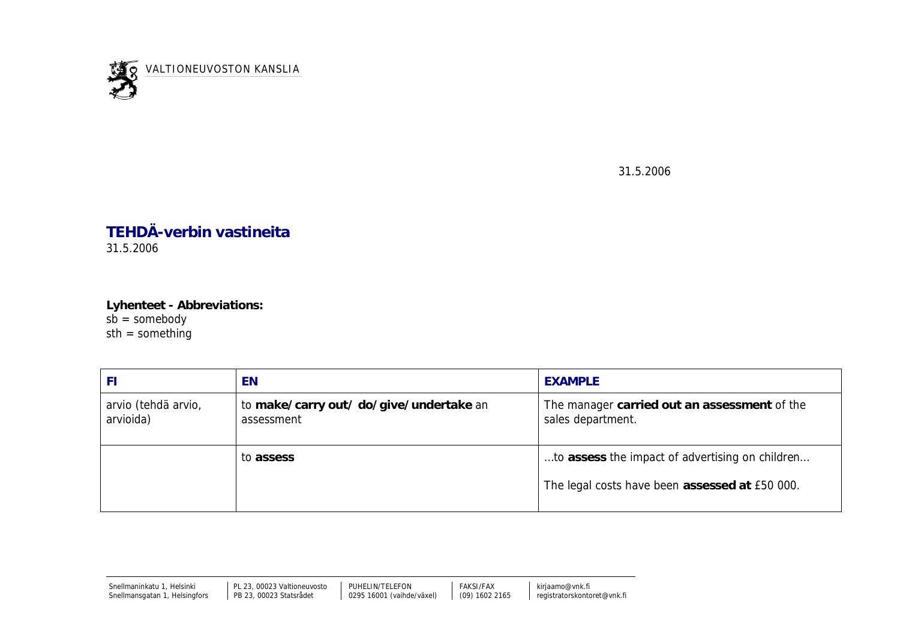VALTIONEUVOSTON KANSLIA

31.5.2006

## TEHDÄ-verbin vastineita

31.5.2006

**Lyhenteet - Abbreviations:**
sb = somebody
sth = something

| FI | EN | EXAMPLE |
|---|---|---|
| arvio (tehdä arvio, arvioida) | to **make/carry out/ do/give/undertake** an assessment | The manager **carried out an assessment** of the sales department. |
| | to **assess** | …to **assess** the impact of advertising on children…<br><br>The legal costs have been **assessed at** £50 000. |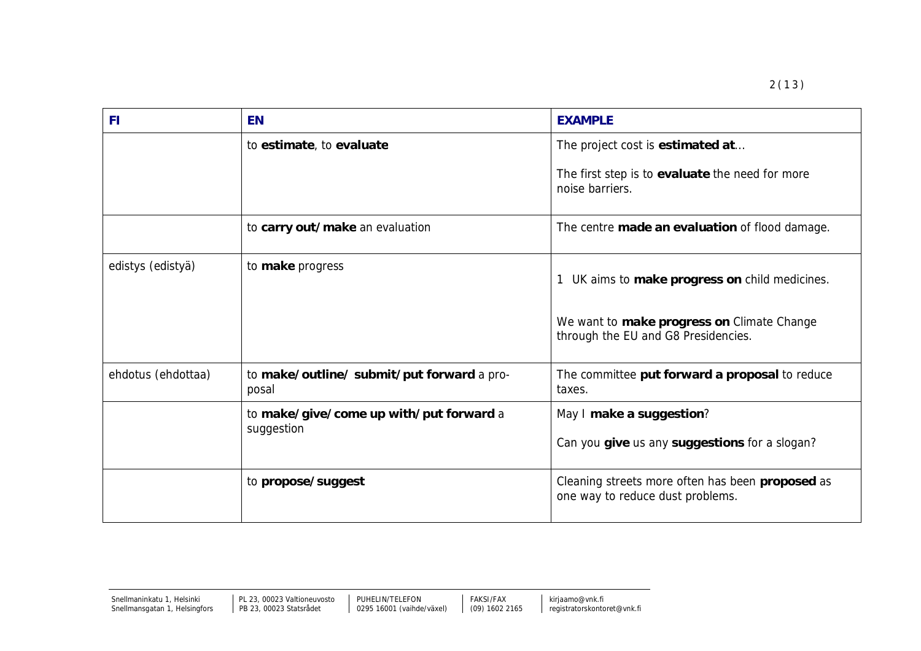| FI | EN | EXAMPLE |
| --- | --- | --- |
| | to **estimate**, to **evaluate** | The project cost is **estimated at**... <br><br> The first step is to **evaluate** the need for more noise barriers. |
| | to **carry out/make** an evaluation | The centre **made an evaluation** of flood damage. |
| edistys (edistyä) | to **make** progress | 1 UK aims to **make progress on** child medicines. <br><br> We want to **make progress on** Climate Change through the EU and G8 Presidencies. |
| ehdotus (ehdottaa) | to **make/outline/ submit/put forward** a proposal | The committee **put forward a proposal** to reduce taxes. |
| | to **make/give/come up with/put forward** a suggestion | May I **make a suggestion**? <br><br> Can you **give** us any **suggestions** for a slogan? |
| | to **propose/suggest** | Cleaning streets more often has been **proposed** as one way to reduce dust problems. |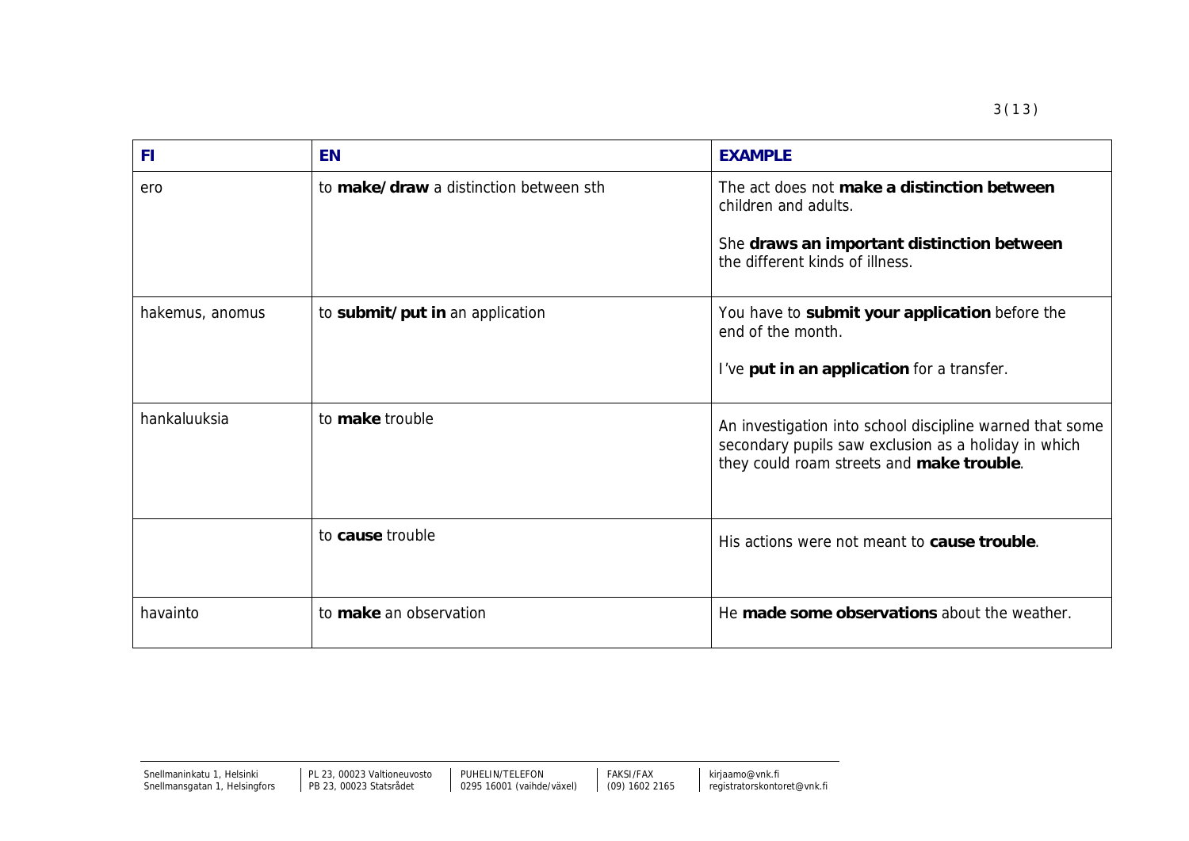| FI | EN | EXAMPLE |
|---|---|---|
| ero | to **make/draw** a distinction between sth | The act does not **make a distinction between** children and adults.<br><br>She **draws an important distinction between** the different kinds of illness. |
| hakemus, anomus | to **submit/put in** an application | You have to **submit your application** before the end of the month.<br><br>I've **put in an application** for a transfer. |
| hankaluuksia | to **make** trouble | An investigation into school discipline warned that some secondary pupils saw exclusion as a holiday in which they could roam streets and **make trouble**. |
| | to **cause** trouble | His actions were not meant to **cause trouble**. |
| havainto | to **make** an observation | He **made some observations** about the weather. |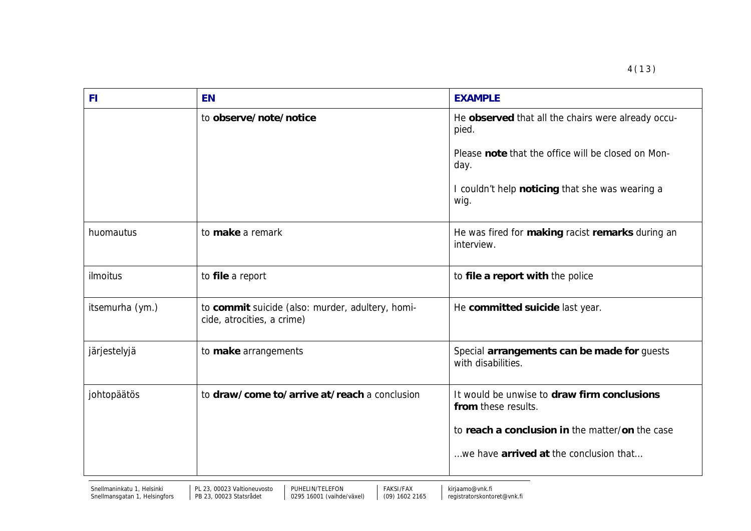| FI | EN | EXAMPLE |
|---|---|---|
| | to **observe/note/notice** | He **observed** that all the chairs were already occupied.<br><br>Please **note** that the office will be closed on Monday.<br><br>I couldn't help **noticing** that she was wearing a wig. |
| huomautus | to **make** a remark | He was fired for **making** racist **remarks** during an interview. |
| ilmoitus | to **file** a report | to **file a report with** the police |
| itsemurha (ym.) | to **commit** suicide (also: murder, adultery, homicide, atrocities, a crime) | He **committed suicide** last year. |
| järjestelyjä | to **make** arrangements | Special **arrangements can be made for** guests with disabilities. |
| johtopäätös | to **draw/come to/arrive at/reach** a conclusion | It would be unwise to **draw firm conclusions from** these results.<br><br>to **reach a conclusion in** the matter/**on** the case<br><br>...we have **arrived at** the conclusion that... |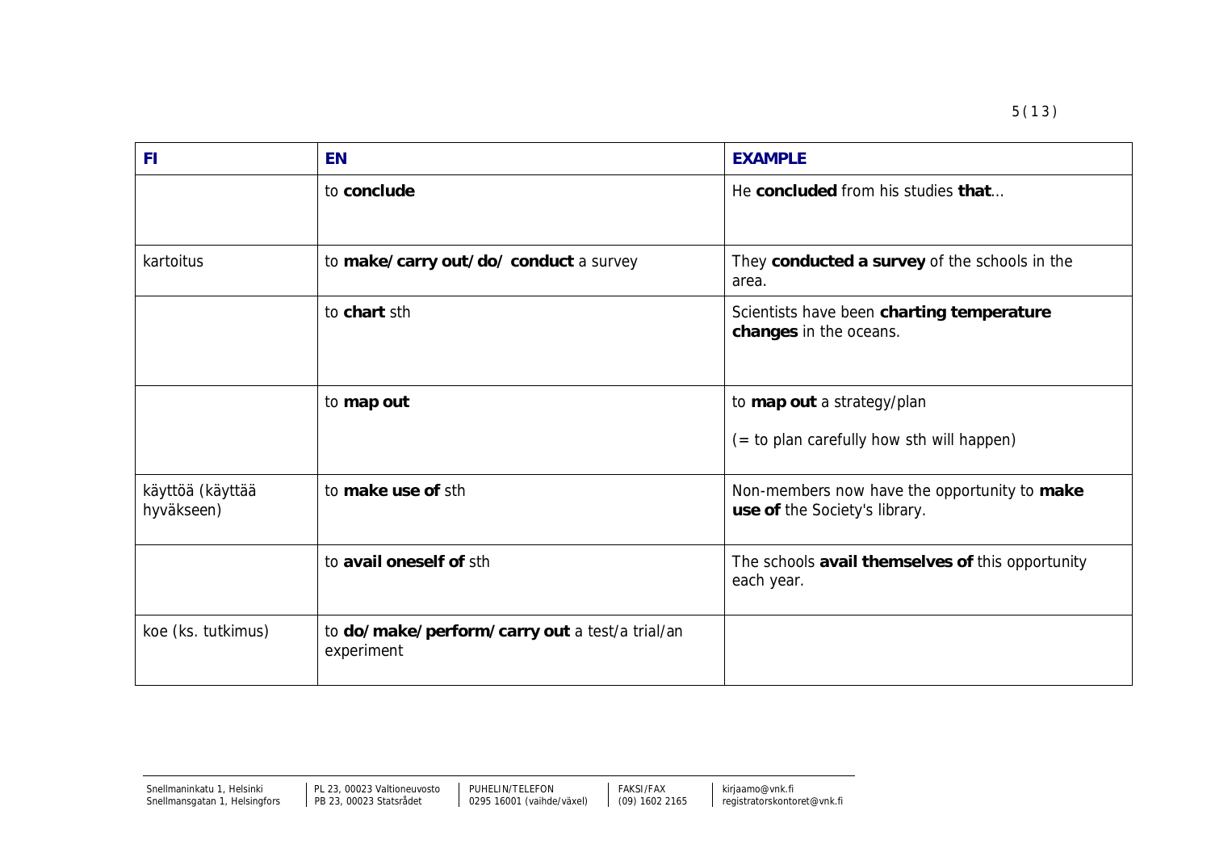| FI | EN | EXAMPLE |
|---|---|---|
| | to **conclude** | He **concluded** from his studies **that**... |
| kartoitus | to **make/carry out/do/ conduct** a survey | They **conducted a survey** of the schools in the area. |
| | to **chart** sth | Scientists have been **charting temperature changes** in the oceans. |
| | to **map out** | to **map out** a strategy/plan<br><br>(= to plan carefully how sth will happen) |
| käyttöä (käyttää hyväkseen) | to **make use of** sth | Non-members now have the opportunity to **make use of** the Society's library. |
| | to **avail oneself of** sth | The schools **avail themselves of** this opportunity each year. |
| koe (ks. tutkimus) | to **do/make/perform/carry out** a test/a trial/an experiment | |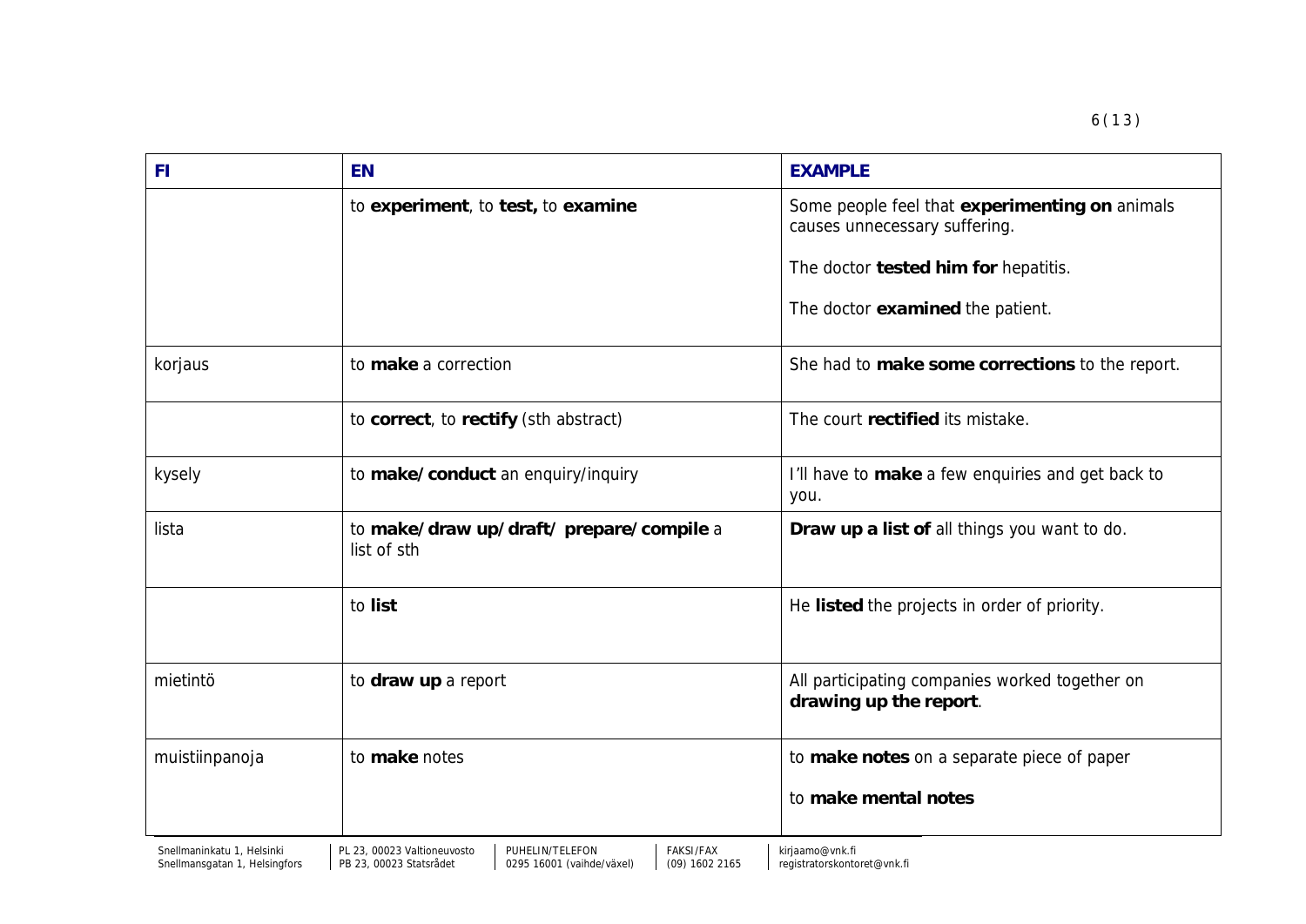| FI | EN | EXAMPLE |
|---|---|---|
| | to **experiment**, to **test,** to **examine** | Some people feel that **experimenting on** animals causes unnecessary suffering.<br><br>The doctor **tested him for** hepatitis.<br><br>The doctor **examined** the patient. |
| korjaus | to **make** a correction | She had to **make some corrections** to the report. |
| | to **correct**, to **rectify** (sth abstract) | The court **rectified** its mistake. |
| kysely | to **make/conduct** an enquiry/inquiry | I'll have to **make** a few enquiries and get back to you. |
| lista | to **make/draw up/draft/ prepare/compile** a list of sth | **Draw up a list of** all things you want to do. |
| | to **list** | He **listed** the projects in order of priority. |
| mietintö | to **draw up** a report | All participating companies worked together on **drawing up the report**. |
| muistiinpanoja | to **make** notes | to **make notes** on a separate piece of paper<br><br>to **make mental notes** |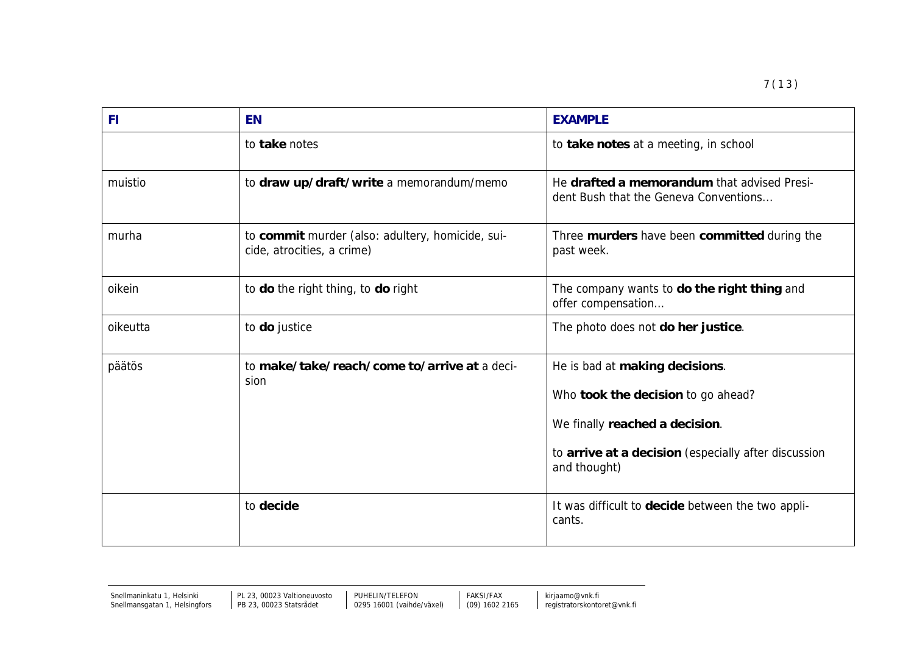| FI | EN | EXAMPLE |
|---|---|---|
| | to **take** notes | to **take notes** at a meeting, in school |
| muistio | to **draw up/draft/write** a memorandum/memo | He **drafted a memorandum** that advised President Bush that the Geneva Conventions... |
| murha | to **commit** murder (also: adultery, homicide, suicide, atrocities, a crime) | Three **murders** have been **committed** during the past week. |
| oikein | to **do** the right thing, to **do** right | The company wants to **do the right thing** and offer compensation... |
| oikeutta | to **do** justice | The photo does not **do her justice**. |
| päätös | to **make/take/reach/come to/arrive at** a decision | He is bad at **making decisions**.<br><br>Who **took the decision** to go ahead?<br><br>We finally **reached a decision**.<br><br>to **arrive at a decision** (especially after discussion and thought) |
| | to **decide** | It was difficult to **decide** between the two applicants. |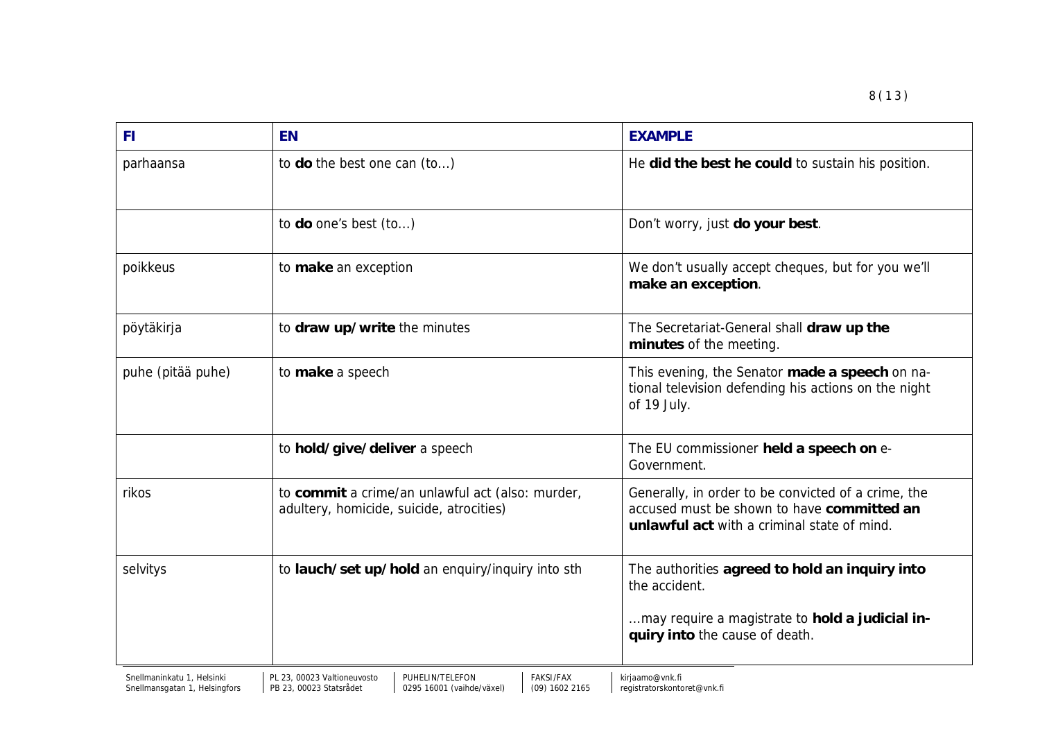| FI | EN | EXAMPLE |
|---|---|---|
| parhaansa | to **do** the best one can (to...) | He **did the best he could** to sustain his position. |
| | to **do** one's best (to...) | Don't worry, just **do your best**. |
| poikkeus | to **make** an exception | We don't usually accept cheques, but for you we'll **make an exception**. |
| pöytäkirja | to **draw up/write** the minutes | The Secretariat-General shall **draw up the minutes** of the meeting. |
| puhe (pitää puhe) | to **make** a speech | This evening, the Senator **made a speech** on national television defending his actions on the night of 19 July. |
| | to **hold/give/deliver** a speech | The EU commissioner **held a speech on** e-Government. |
| rikos | to **commit** a crime/an unlawful act (also: murder, adultery, homicide, suicide, atrocities) | Generally, in order to be convicted of a crime, the accused must be shown to have **committed an unlawful act** with a criminal state of mind. |
| selvitys | to **lauch/set up/hold** an enquiry/inquiry into sth | The authorities **agreed to hold an inquiry into** the accident.<br><br>...may require a magistrate to **hold a judicial inquiry into** the cause of death. |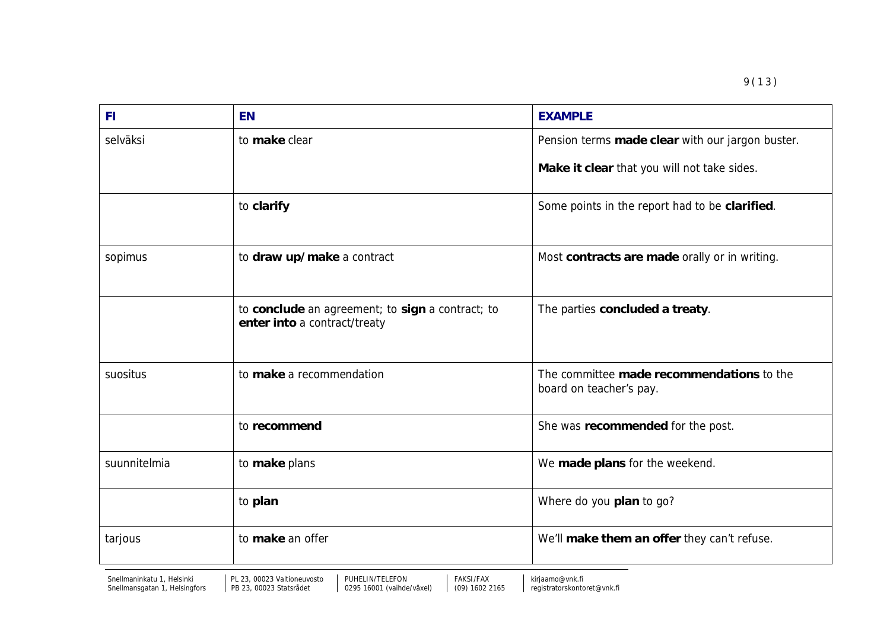| FI | EN | EXAMPLE |
|---|---|---|
| selväksi | to **make** clear | Pension terms **made clear** with our jargon buster.<br><br>**Make it clear** that you will not take sides. |
| | to **clarify** | Some points in the report had to be **clarified**. |
| sopimus | to **draw up/make** a contract | Most **contracts are made** orally or in writing. |
| | to **conclude** an agreement; to **sign** a contract; to **enter into** a contract/treaty | The parties **concluded a treaty**. |
| suositus | to **make** a recommendation | The committee **made recommendations** to the board on teacher's pay. |
| | to **recommend** | She was **recommended** for the post. |
| suunnitelmia | to **make** plans | We **made plans** for the weekend. |
| | to **plan** | Where do you **plan** to go? |
| tarjous | to **make** an offer | We'll **make them an offer** they can't refuse. |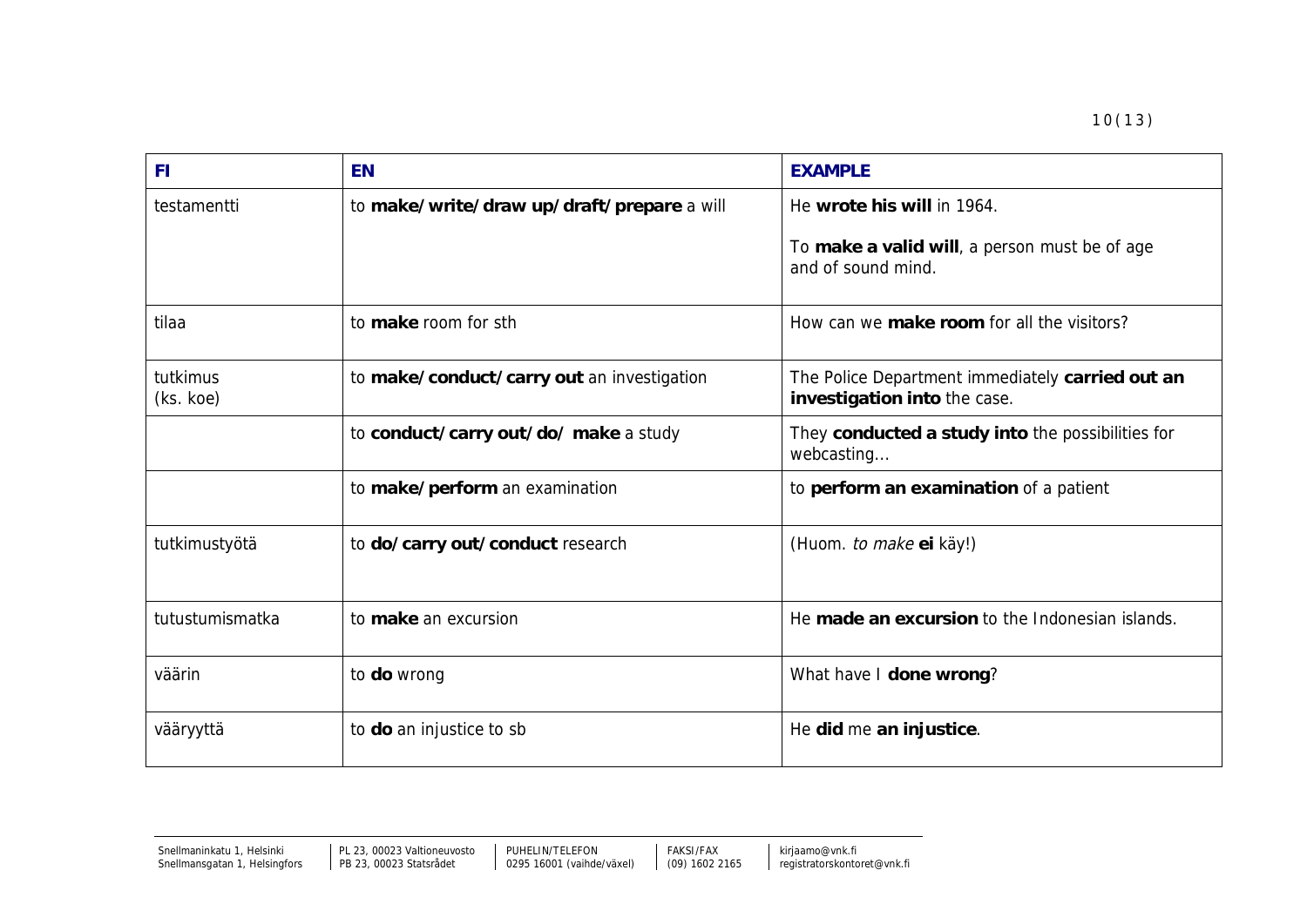| FI | EN | EXAMPLE |
|---|---|---|
| testamentti | to **make/write/draw up/draft/prepare** a will | He **wrote his will** in 1964.<br><br>To **make a valid will**, a person must be of age and of sound mind. |
| tilaa | to **make** room for sth | How can we **make room** for all the visitors? |
| tutkimus<br>(ks. koe) | to **make/conduct/carry out** an investigation | The Police Department immediately **carried out an investigation into** the case. |
| | to **conduct/carry out/do/ make** a study | They **conducted a study into** the possibilities for webcasting… |
| | to **make/perform** an examination | to **perform an examination** of a patient |
| tutkimustyötä | to **do/carry out/conduct** research | (Huom. *to make* **ei** käy!) |
| tutustumismatka | to **make** an excursion | He **made an excursion** to the Indonesian islands. |
| väärin | to **do** wrong | What have I **done wrong**? |
| vääryyttä | to **do** an injustice to sb | He **did** me **an injustice**. |

Snellmaninkatu 1, Helsinki | PL 23, 00023 Valtioneuvosto | PUHELIN/TELEFON 0295 16001 (vaihde/växel) | FAKSI/FAX (09) 1602 2165 | kirjaamo@vnk.fi
Snellmansgatan 1, Helsingfors | PB 23, 00023 Statsrådet | | | registratorskontoret@vnk.fi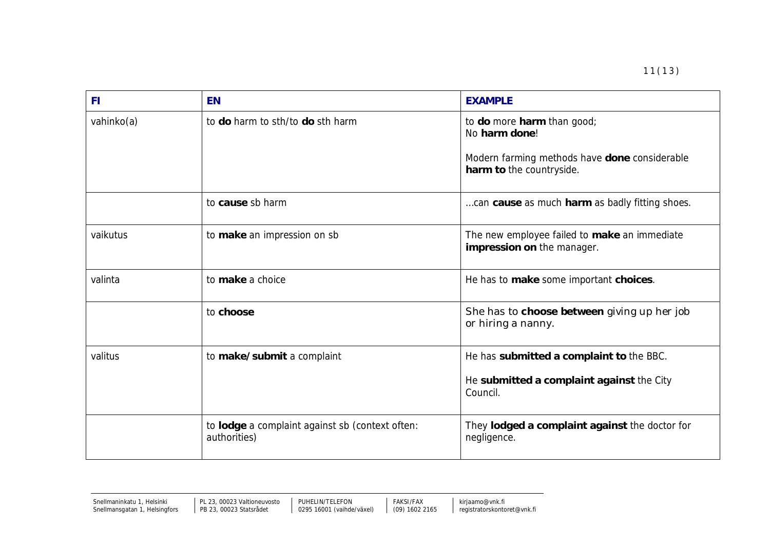| FI | EN | EXAMPLE |
|---|---|---|
| vahinko(a) | to **do** harm to sth/to **do** sth harm | to **do** more **harm** than good;<br>No **harm done**!<br><br>Modern farming methods have **done** considerable **harm to** the countryside. |
| | to **cause** sb harm | ...can **cause** as much **harm** as badly fitting shoes. |
| vaikutus | to **make** an impression on sb | The new employee failed to **make** an immediate **impression on** the manager. |
| valinta | to **make** a choice | He has to **make** some important **choices**. |
| | to **choose** | She has to **choose between** giving up her job or hiring a nanny. |
| valitus | to **make/submit** a complaint | He has **submitted a complaint to** the BBC.<br><br>He **submitted a complaint against** the City Council. |
| | to **lodge** a complaint against sb (context often: authorities) | They **lodged a complaint against** the doctor for negligence. |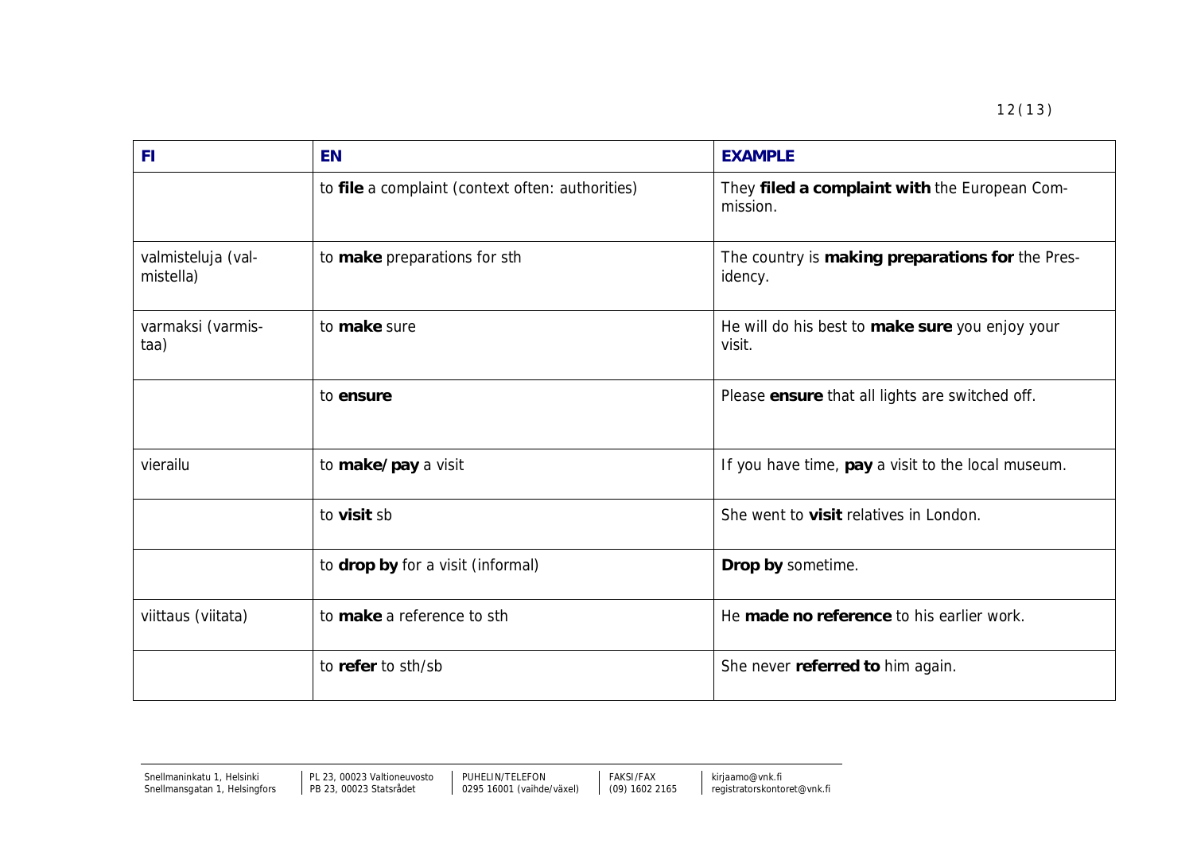| FI | EN | EXAMPLE |
|---|---|---|
| | to **file** a complaint (context often: authorities) | They **filed a complaint with** the European Commission. |
| valmisteluja (valmistella) | to **make** preparations for sth | The country is **making preparations for** the Presidency. |
| varmaksi (varmistaa) | to **make** sure | He will do his best to **make sure** you enjoy your visit. |
| | to **ensure** | Please **ensure** that all lights are switched off. |
| vierailu | to **make/pay** a visit | If you have time, **pay** a visit to the local museum. |
| | to **visit** sb | She went to **visit** relatives in London. |
| | to **drop by** for a visit (informal) | **Drop by** sometime. |
| viittaus (viitata) | to **make** a reference to sth | He **made no reference** to his earlier work. |
| | to **refer** to sth/sb | She never **referred to** him again. |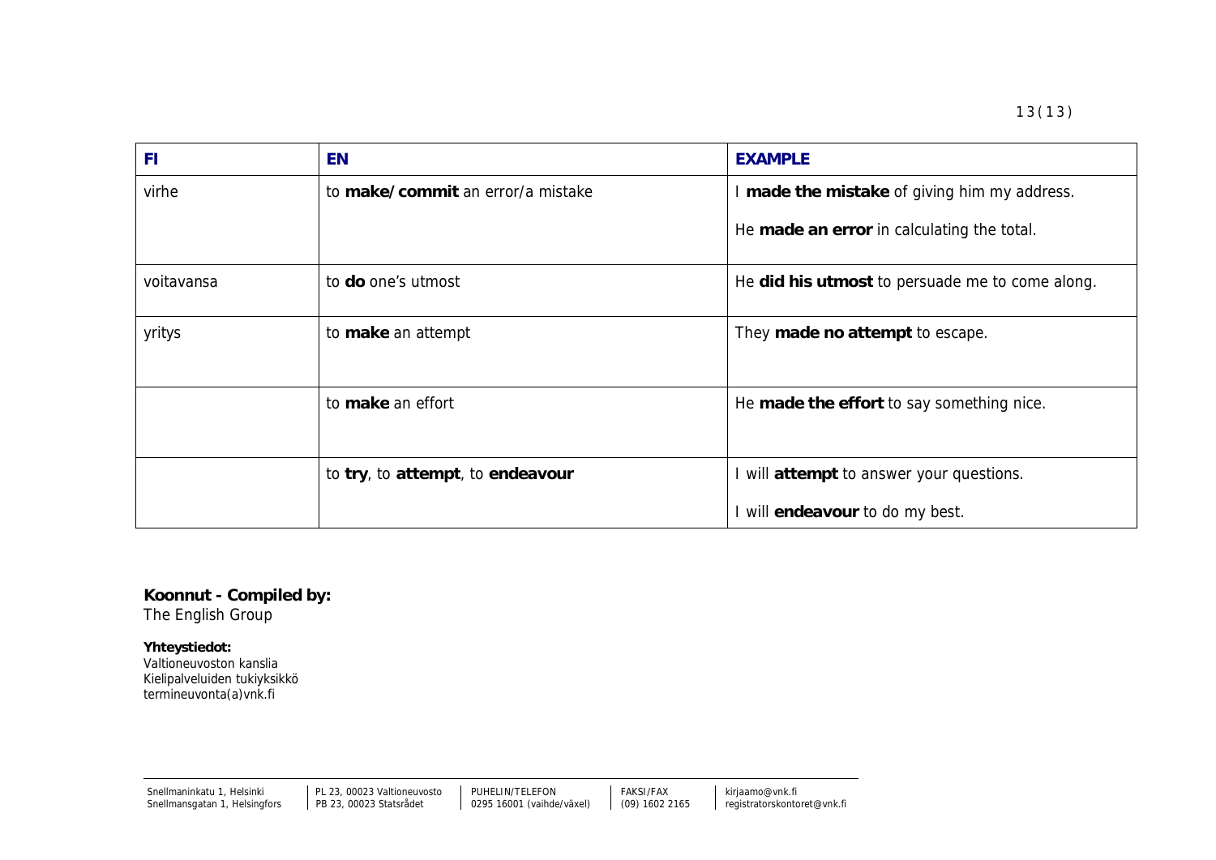| FI | EN | EXAMPLE |
|---|---|---|
| virhe | to **make/commit** an error/a mistake | I **made the mistake** of giving him my address.<br><br>He **made an error** in calculating the total. |
| voitavansa | to **do** one's utmost | He **did his utmost** to persuade me to come along. |
| yritys | to **make** an attempt | They **made no attempt** to escape. |
| | to **make** an effort | He **made the effort** to say something nice. |
| | to **try**, to **attempt**, to **endeavour** | I will **attempt** to answer your questions.<br><br>I will **endeavour** to do my best. |

**Koonnut - Compiled by:**
The English Group

**Yhteystiedot:**
Valtioneuvoston kanslia
Kielipalveluiden tukiyksikkö
termineuvonta(a)vnk.fi